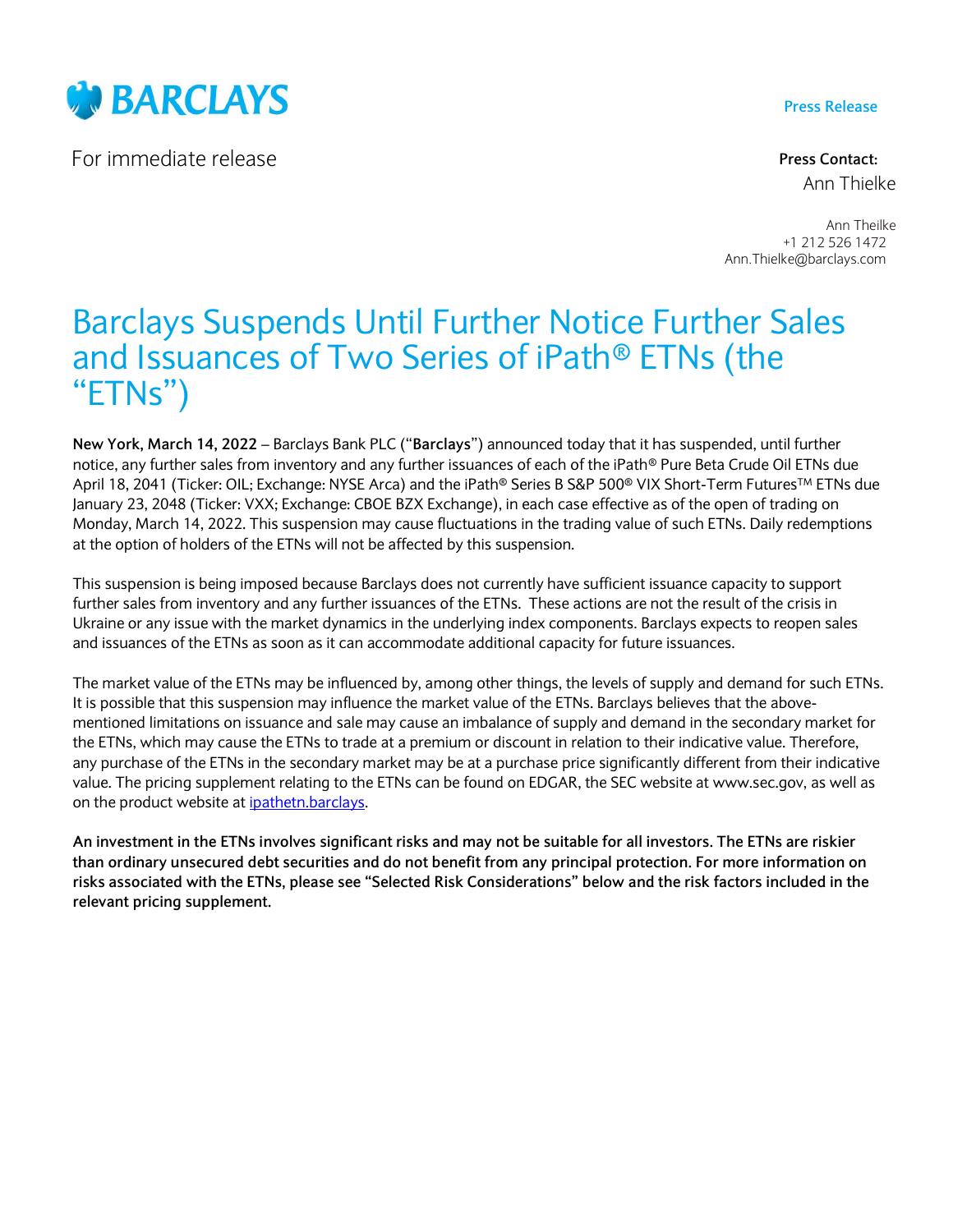BARCLAYS

**Press Release**

For immediate release

**Press Contact:**
Ann Thielke

Ann Theilke
+1 212 526 1472
Ann.Thielke@barclays.com

# Barclays Suspends Until Further Notice Further Sales and Issuances of Two Series of iPath® ETNs (the "ETNs")

**New York, March 14, 2022** – Barclays Bank PLC ("**Barclays**") announced today that it has suspended, until further notice, any further sales from inventory and any further issuances of each of the iPath® Pure Beta Crude Oil ETNs due April 18, 2041 (Ticker: OIL; Exchange: NYSE Arca) and the iPath® Series B S&P 500® VIX Short-Term Futures™ ETNs due January 23, 2048 (Ticker: VXX; Exchange: CBOE BZX Exchange), in each case effective as of the open of trading on Monday, March 14, 2022. This suspension may cause fluctuations in the trading value of such ETNs. Daily redemptions at the option of holders of the ETNs will not be affected by this suspension.

This suspension is being imposed because Barclays does not currently have sufficient issuance capacity to support further sales from inventory and any further issuances of the ETNs. These actions are not the result of the crisis in Ukraine or any issue with the market dynamics in the underlying index components. Barclays expects to reopen sales and issuances of the ETNs as soon as it can accommodate additional capacity for future issuances.

The market value of the ETNs may be influenced by, among other things, the levels of supply and demand for such ETNs. It is possible that this suspension may influence the market value of the ETNs. Barclays believes that the above-mentioned limitations on issuance and sale may cause an imbalance of supply and demand in the secondary market for the ETNs, which may cause the ETNs to trade at a premium or discount in relation to their indicative value. Therefore, any purchase of the ETNs in the secondary market may be at a purchase price significantly different from their indicative value. The pricing supplement relating to the ETNs can be found on EDGAR, the SEC website at www.sec.gov, as well as on the product website at ipathetn.barclays.

**An investment in the ETNs involves significant risks and may not be suitable for all investors. The ETNs are riskier than ordinary unsecured debt securities and do not benefit from any principal protection. For more information on risks associated with the ETNs, please see "Selected Risk Considerations" below and the risk factors included in the relevant pricing supplement.**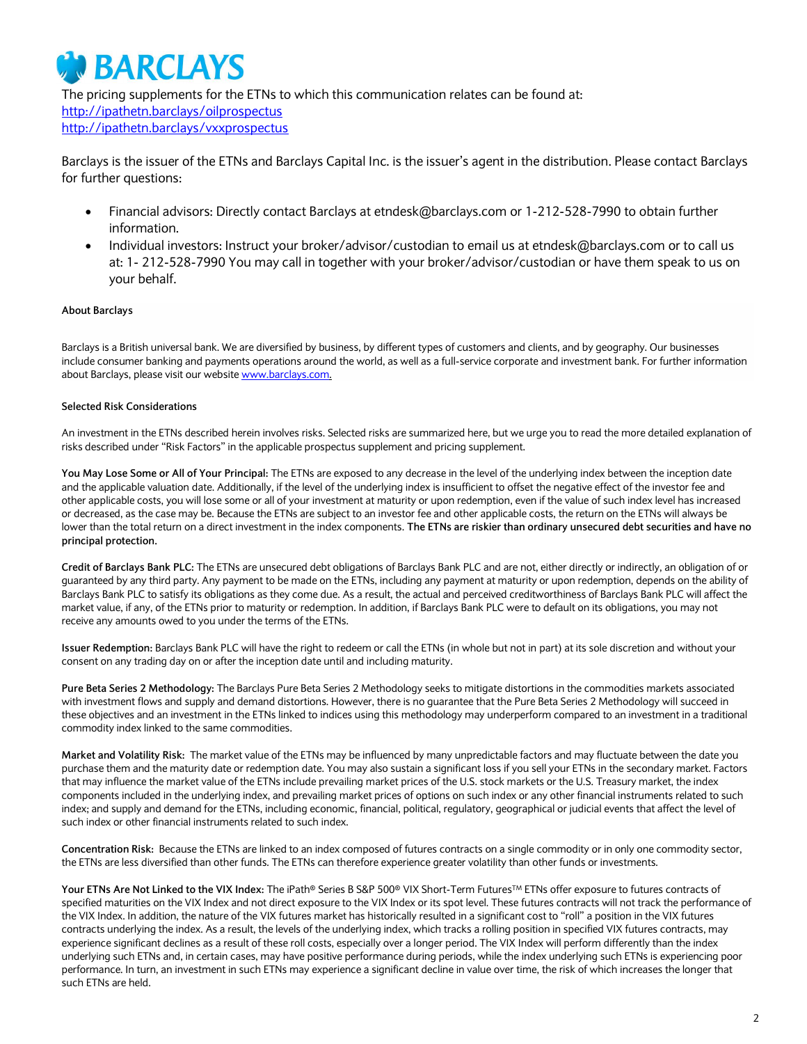# BARCLAYS

The pricing supplements for the ETNs to which this communication relates can be found at:
[http://ipathetn.barclays/oilprospectus](http://ipathetn.barclays/oilprospectus)
[http://ipathetn.barclays/vxxprospectus](http://ipathetn.barclays/vxxprospectus)

Barclays is the issuer of the ETNs and Barclays Capital Inc. is the issuer's agent in the distribution. Please contact Barclays for further questions:

- Financial advisors: Directly contact Barclays at etndesk@barclays.com or 1-212-528-7990 to obtain further information.
- Individual investors: Instruct your broker/advisor/custodian to email us at etndesk@barclays.com or to call us at: 1- 212-528-7990 You may call in together with your broker/advisor/custodian or have them speak to us on your behalf.

**About Barclays**

Barclays is a British universal bank. We are diversified by business, by different types of customers and clients, and by geography. Our businesses include consumer banking and payments operations around the world, as well as a full-service corporate and investment bank. For further information about Barclays, please visit our website [www.barclays.com.](http://www.barclays.com)

**Selected Risk Considerations**

An investment in the ETNs described herein involves risks. Selected risks are summarized here, but we urge you to read the more detailed explanation of risks described under "Risk Factors" in the applicable prospectus supplement and pricing supplement.

**You May Lose Some or All of Your Principal:** The ETNs are exposed to any decrease in the level of the underlying index between the inception date and the applicable valuation date. Additionally, if the level of the underlying index is insufficient to offset the negative effect of the investor fee and other applicable costs, you will lose some or all of your investment at maturity or upon redemption, even if the value of such index level has increased or decreased, as the case may be. Because the ETNs are subject to an investor fee and other applicable costs, the return on the ETNs will always be lower than the total return on a direct investment in the index components. **The ETNs are riskier than ordinary unsecured debt securities and have no principal protection.**

**Credit of Barclays Bank PLC:** The ETNs are unsecured debt obligations of Barclays Bank PLC and are not, either directly or indirectly, an obligation of or guaranteed by any third party. Any payment to be made on the ETNs, including any payment at maturity or upon redemption, depends on the ability of Barclays Bank PLC to satisfy its obligations as they come due. As a result, the actual and perceived creditworthiness of Barclays Bank PLC will affect the market value, if any, of the ETNs prior to maturity or redemption. In addition, if Barclays Bank PLC were to default on its obligations, you may not receive any amounts owed to you under the terms of the ETNs.

**Issuer Redemption:** Barclays Bank PLC will have the right to redeem or call the ETNs (in whole but not in part) at its sole discretion and without your consent on any trading day on or after the inception date until and including maturity.

**Pure Beta Series 2 Methodology:** The Barclays Pure Beta Series 2 Methodology seeks to mitigate distortions in the commodities markets associated with investment flows and supply and demand distortions. However, there is no guarantee that the Pure Beta Series 2 Methodology will succeed in these objectives and an investment in the ETNs linked to indices using this methodology may underperform compared to an investment in a traditional commodity index linked to the same commodities.

**Market and Volatility Risk:** The market value of the ETNs may be influenced by many unpredictable factors and may fluctuate between the date you purchase them and the maturity date or redemption date. You may also sustain a significant loss if you sell your ETNs in the secondary market. Factors that may influence the market value of the ETNs include prevailing market prices of the U.S. stock markets or the U.S. Treasury market, the index components included in the underlying index, and prevailing market prices of options on such index or any other financial instruments related to such index; and supply and demand for the ETNs, including economic, financial, political, regulatory, geographical or judicial events that affect the level of such index or other financial instruments related to such index.

**Concentration Risk:** Because the ETNs are linked to an index composed of futures contracts on a single commodity or in only one commodity sector, the ETNs are less diversified than other funds. The ETNs can therefore experience greater volatility than other funds or investments.

**Your ETNs Are Not Linked to the VIX Index:** The iPath® Series B S&P 500® VIX Short-Term Futures™ ETNs offer exposure to futures contracts of specified maturities on the VIX Index and not direct exposure to the VIX Index or its spot level. These futures contracts will not track the performance of the VIX Index. In addition, the nature of the VIX futures market has historically resulted in a significant cost to "roll" a position in the VIX futures contracts underlying the index. As a result, the levels of the underlying index, which tracks a rolling position in specified VIX futures contracts, may experience significant declines as a result of these roll costs, especially over a longer period. The VIX Index will perform differently than the index underlying such ETNs and, in certain cases, may have positive performance during periods, while the index underlying such ETNs is experiencing poor performance. In turn, an investment in such ETNs may experience a significant decline in value over time, the risk of which increases the longer that such ETNs are held.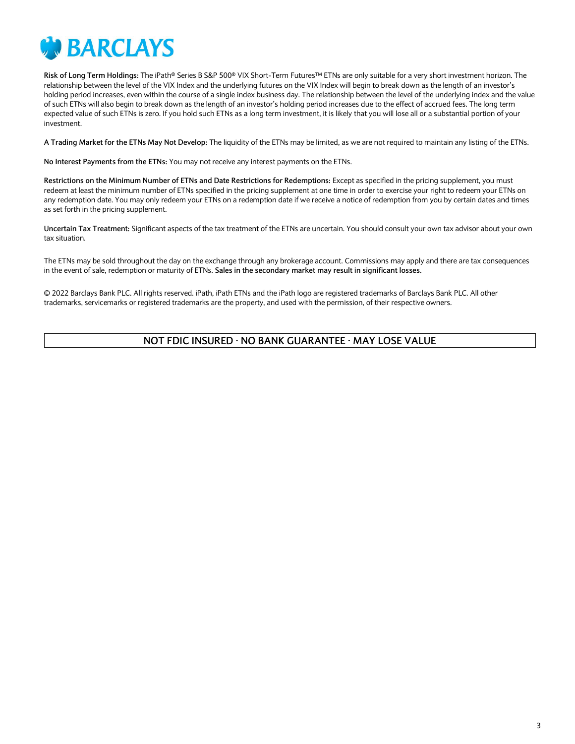**Risk of Long Term Holdings:** The iPath® Series B S&P 500® VIX Short-Term Futures™ ETNs are only suitable for a very short investment horizon. The relationship between the level of the VIX Index and the underlying futures on the VIX Index will begin to break down as the length of an investor's holding period increases, even within the course of a single index business day. The relationship between the level of the underlying index and the value of such ETNs will also begin to break down as the length of an investor's holding period increases due to the effect of accrued fees. The long term expected value of such ETNs is zero. If you hold such ETNs as a long term investment, it is likely that you will lose all or a substantial portion of your investment.

**A Trading Market for the ETNs May Not Develop:** The liquidity of the ETNs may be limited, as we are not required to maintain any listing of the ETNs.

**No Interest Payments from the ETNs:** You may not receive any interest payments on the ETNs.

**Restrictions on the Minimum Number of ETNs and Date Restrictions for Redemptions:** Except as specified in the pricing supplement, you must redeem at least the minimum number of ETNs specified in the pricing supplement at one time in order to exercise your right to redeem your ETNs on any redemption date. You may only redeem your ETNs on a redemption date if we receive a notice of redemption from you by certain dates and times as set forth in the pricing supplement.

**Uncertain Tax Treatment:** Significant aspects of the tax treatment of the ETNs are uncertain. You should consult your own tax advisor about your own tax situation.

The ETNs may be sold throughout the day on the exchange through any brokerage account. Commissions may apply and there are tax consequences in the event of sale, redemption or maturity of ETNs. **Sales in the secondary market may result in significant losses.**

© 2022 Barclays Bank PLC. All rights reserved. iPath, iPath ETNs and the iPath logo are registered trademarks of Barclays Bank PLC. All other trademarks, servicemarks or registered trademarks are the property, and used with the permission, of their respective owners.

**NOT FDIC INSURED · NO BANK GUARANTEE · MAY LOSE VALUE**